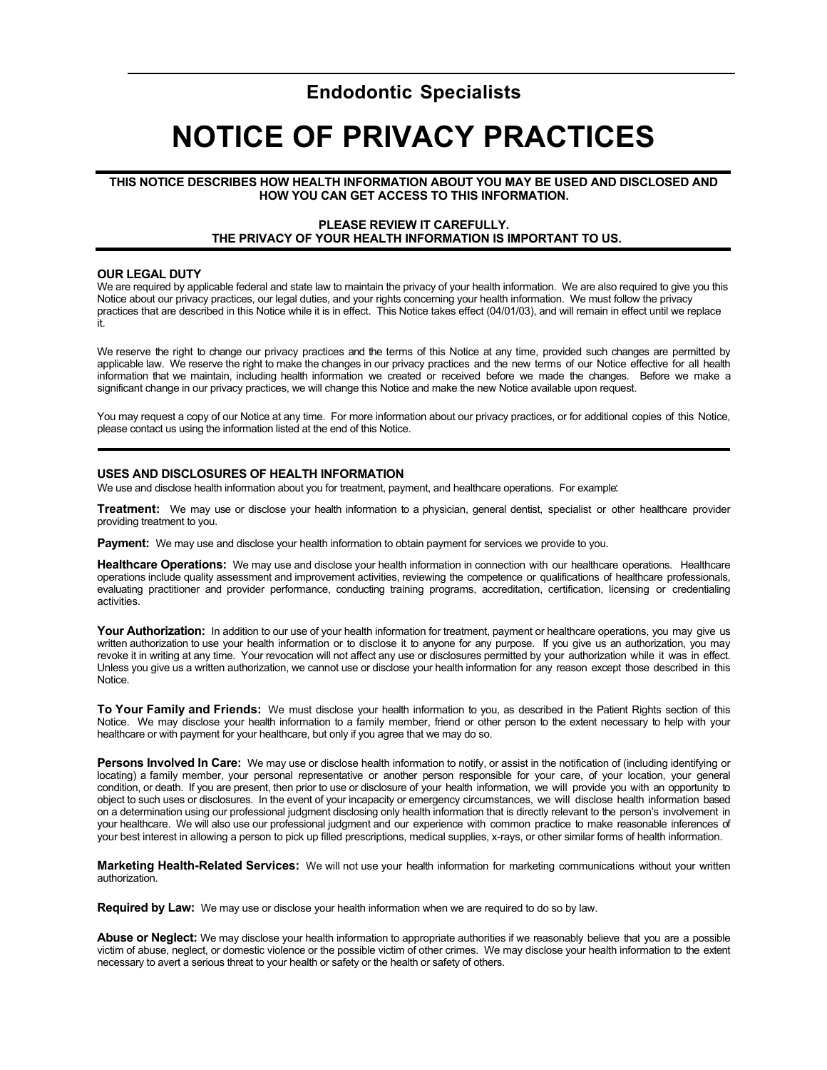## Endodontic Specialists

# NOTICE OF PRIVACY PRACTICES

**THIS NOTICE DESCRIBES HOW HEALTH INFORMATION ABOUT YOU MAY BE USED AND DISCLOSED AND HOW YOU CAN GET ACCESS TO THIS INFORMATION.**

**PLEASE REVIEW IT CAREFULLY.**
**THE PRIVACY OF YOUR HEALTH INFORMATION IS IMPORTANT TO US.**

### OUR LEGAL DUTY

We are required by applicable federal and state law to maintain the privacy of your health information. We are also required to give you this Notice about our privacy practices, our legal duties, and your rights concerning your health information. We must follow the privacy practices that are described in this Notice while it is in effect. This Notice takes effect (04/01/03), and will remain in effect until we replace it.

We reserve the right to change our privacy practices and the terms of this Notice at any time, provided such changes are permitted by applicable law. We reserve the right to make the changes in our privacy practices and the new terms of our Notice effective for all health information that we maintain, including health information we created or received before we made the changes. Before we make a significant change in our privacy practices, we will change this Notice and make the new Notice available upon request.

You may request a copy of our Notice at any time. For more information about our privacy practices, or for additional copies of this Notice, please contact us using the information listed at the end of this Notice.

### USES AND DISCLOSURES OF HEALTH INFORMATION

We use and disclose health information about you for treatment, payment, and healthcare operations. For example:

**Treatment:** We may use or disclose your health information to a physician, general dentist, specialist or other healthcare provider providing treatment to you.

**Payment:** We may use and disclose your health information to obtain payment for services we provide to you.

**Healthcare Operations:** We may use and disclose your health information in connection with our healthcare operations. Healthcare operations include quality assessment and improvement activities, reviewing the competence or qualifications of healthcare professionals, evaluating practitioner and provider performance, conducting training programs, accreditation, certification, licensing or credentialing activities.

**Your Authorization:** In addition to our use of your health information for treatment, payment or healthcare operations, you may give us written authorization to use your health information or to disclose it to anyone for any purpose. If you give us an authorization, you may revoke it in writing at any time. Your revocation will not affect any use or disclosures permitted by your authorization while it was in effect. Unless you give us a written authorization, we cannot use or disclose your health information for any reason except those described in this Notice.

**To Your Family and Friends:** We must disclose your health information to you, as described in the Patient Rights section of this Notice. We may disclose your health information to a family member, friend or other person to the extent necessary to help with your healthcare or with payment for your healthcare, but only if you agree that we may do so.

**Persons Involved In Care:** We may use or disclose health information to notify, or assist in the notification of (including identifying or locating) a family member, your personal representative or another person responsible for your care, of your location, your general condition, or death. If you are present, then prior to use or disclosure of your health information, we will provide you with an opportunity to object to such uses or disclosures. In the event of your incapacity or emergency circumstances, we will disclose health information based on a determination using our professional judgment disclosing only health information that is directly relevant to the person's involvement in your healthcare. We will also use our professional judgment and our experience with common practice to make reasonable inferences of your best interest in allowing a person to pick up filled prescriptions, medical supplies, x-rays, or other similar forms of health information.

**Marketing Health-Related Services:** We will not use your health information for marketing communications without your written authorization.

**Required by Law:** We may use or disclose your health information when we are required to do so by law.

**Abuse or Neglect:** We may disclose your health information to appropriate authorities if we reasonably believe that you are a possible victim of abuse, neglect, or domestic violence or the possible victim of other crimes. We may disclose your health information to the extent necessary to avert a serious threat to your health or safety or the health or safety of others.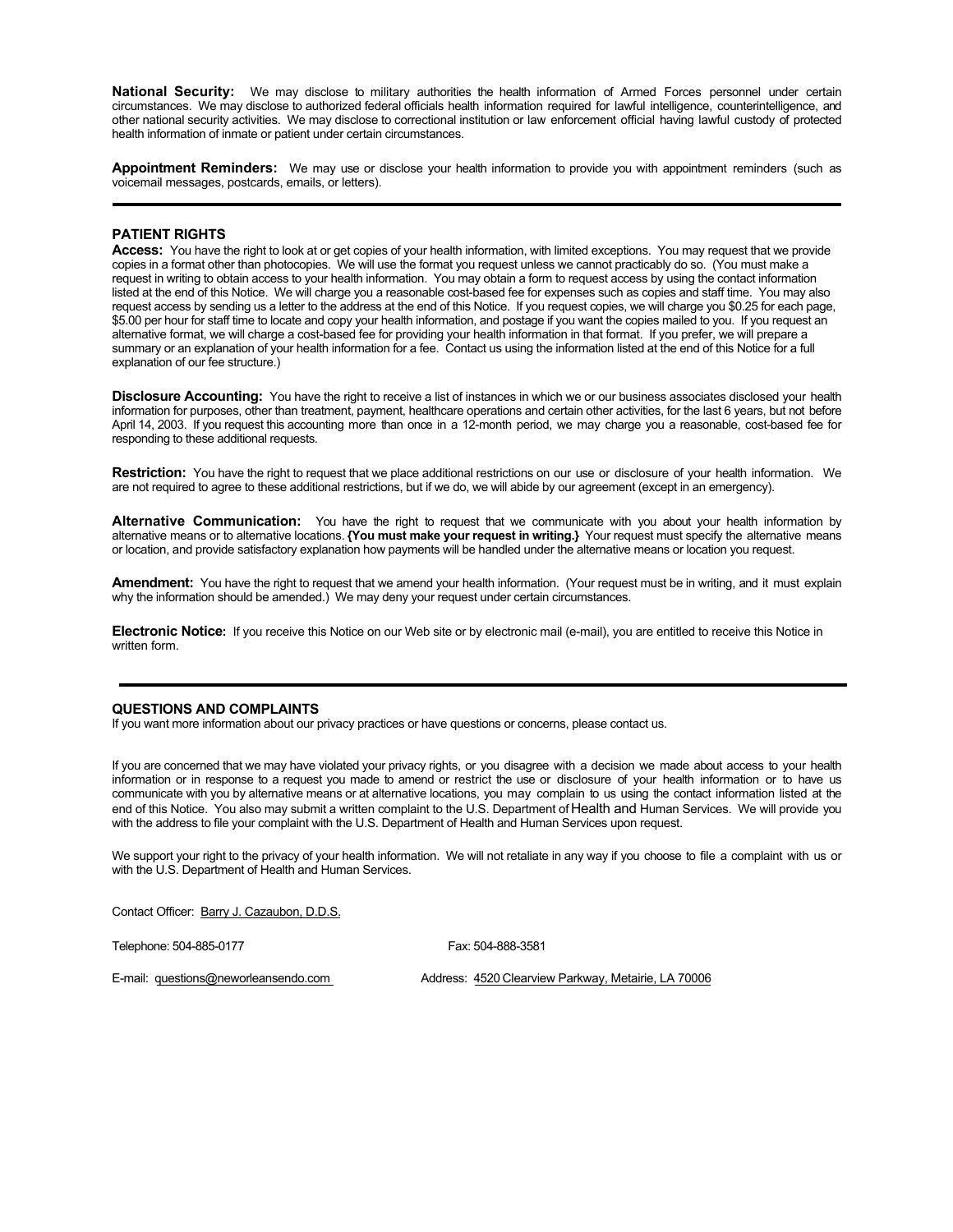**National Security:** We may disclose to military authorities the health information of Armed Forces personnel under certain circumstances. We may disclose to authorized federal officials health information required for lawful intelligence, counterintelligence, and other national security activities. We may disclose to correctional institution or law enforcement official having lawful custody of protected health information of inmate or patient under certain circumstances.

**Appointment Reminders:** We may use or disclose your health information to provide you with appointment reminders (such as voicemail messages, postcards, emails, or letters).

---

## PATIENT RIGHTS

**Access:** You have the right to look at or get copies of your health information, with limited exceptions. You may request that we provide copies in a format other than photocopies. We will use the format you request unless we cannot practicably do so. (You must make a request in writing to obtain access to your health information. You may obtain a form to request access by using the contact information listed at the end of this Notice. We will charge you a reasonable cost-based fee for expenses such as copies and staff time. You may also request access by sending us a letter to the address at the end of this Notice. If you request copies, we will charge you $0.25 for each page, $5.00 per hour for staff time to locate and copy your health information, and postage if you want the copies mailed to you. If you request an alternative format, we will charge a cost-based fee for providing your health information in that format. If you prefer, we will prepare a summary or an explanation of your health information for a fee. Contact us using the information listed at the end of this Notice for a full explanation of our fee structure.)

**Disclosure Accounting:** You have the right to receive a list of instances in which we or our business associates disclosed your health information for purposes, other than treatment, payment, healthcare operations and certain other activities, for the last 6 years, but not before April 14, 2003. If you request this accounting more than once in a 12-month period, we may charge you a reasonable, cost-based fee for responding to these additional requests.

**Restriction:** You have the right to request that we place additional restrictions on our use or disclosure of your health information. We are not required to agree to these additional restrictions, but if we do, we will abide by our agreement (except in an emergency).

**Alternative Communication:** You have the right to request that we communicate with you about your health information by alternative means or to alternative locations. **{You must make your request in writing.}** Your request must specify the alternative means or location, and provide satisfactory explanation how payments will be handled under the alternative means or location you request.

**Amendment:** You have the right to request that we amend your health information. (Your request must be in writing, and it must explain why the information should be amended.) We may deny your request under certain circumstances.

**Electronic Notice:** If you receive this Notice on our Web site or by electronic mail (e-mail), you are entitled to receive this Notice in written form.

---

## QUESTIONS AND COMPLAINTS

If you want more information about our privacy practices or have questions or concerns, please contact us.

If you are concerned that we may have violated your privacy rights, or you disagree with a decision we made about access to your health information or in response to a request you made to amend or restrict the use or disclosure of your health information or to have us communicate with you by alternative means or at alternative locations, you may complain to us using the contact information listed at the end of this Notice. You also may submit a written complaint to the U.S. Department of Health and Human Services. We will provide you with the address to file your complaint with the U.S. Department of Health and Human Services upon request.

We support your right to the privacy of your health information. We will not retaliate in any way if you choose to file a complaint with us or with the U.S. Department of Health and Human Services.

Contact Officer: Barry J. Cazaubon, D.D.S.

Telephone: 504-885-0177

Fax: 504-888-3581

E-mail: questions@neworleansendo.com

Address: 4520 Clearview Parkway, Metairie, LA 70006